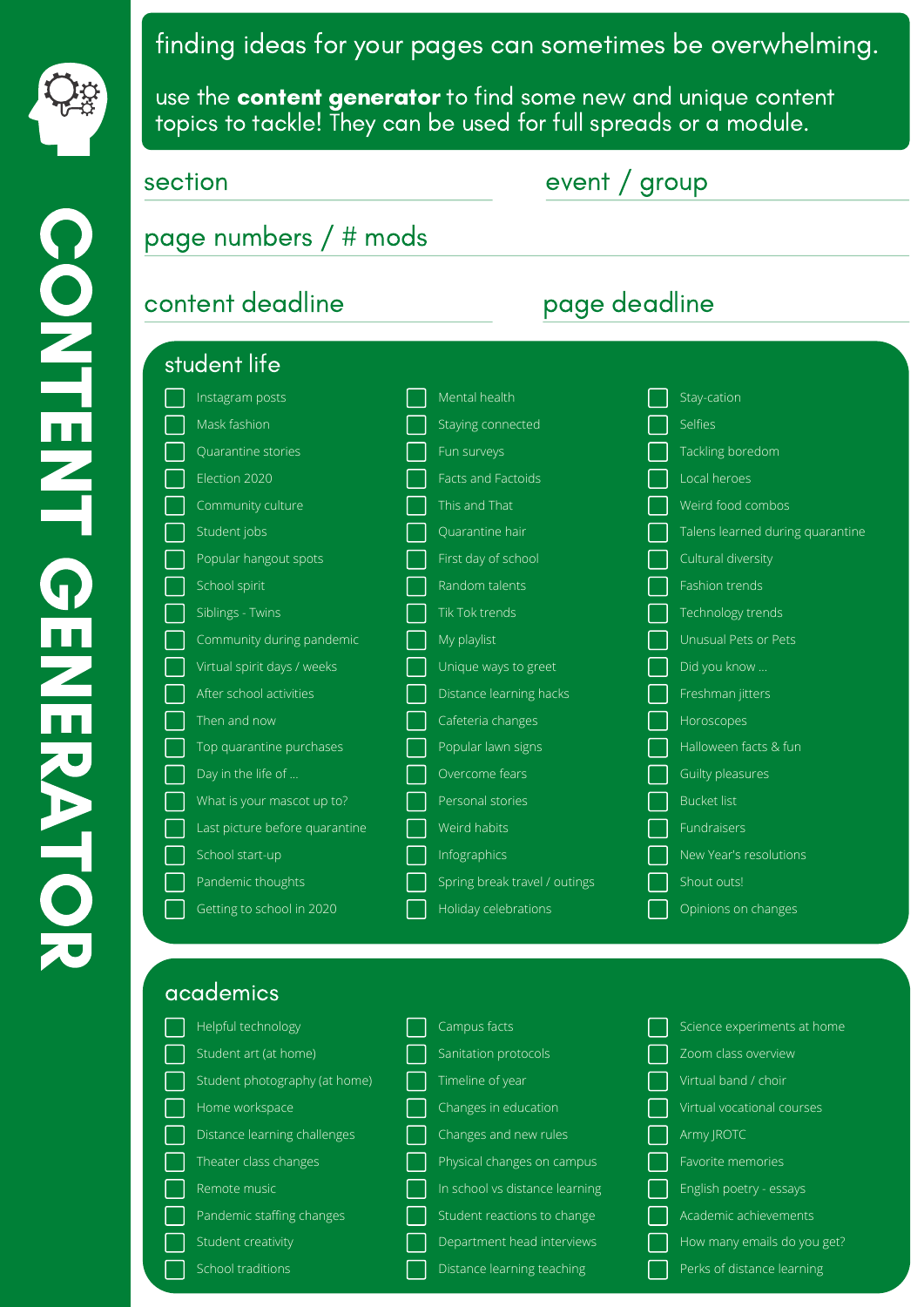# CONTENT GENERATOR

finding ideas for your pages can sometimes be overwhelming.

use the **content generator** to find some new and unique content topics to tackle! They can be used for full spreads or a module.

section

event / group

page numbers / # mods

content deadline

page deadline

## student life

- [ ] Instagram posts
- [ ] Mask fashion
- [ ] Quarantine stories
- [ ] Election 2020
- [ ] Community culture
- [ ] Student jobs
- [ ] Popular hangout spots
- [ ] School spirit
- [ ] Siblings - Twins
- [ ] Community during pandemic
- [ ] Virtual spirit days / weeks
- [ ] After school activities
- [ ] Then and now
- [ ] Top quarantine purchases
- [ ] Day in the life of ...
- [ ] What is your mascot up to?
- [ ] Last picture before quarantine
- [ ] School start-up
- [ ] Pandemic thoughts
- [ ] Getting to school in 2020
- [ ] Mental health
- [ ] Staying connected
- [ ] Fun surveys
- [ ] Facts and Factoids
- [ ] This and That
- [ ] Quarantine hair
- [ ] First day of school
- [ ] Random talents
- [ ] Tik Tok trends
- [ ] My playlist
- [ ] Unique ways to greet
- [ ] Distance learning hacks
- [ ] Cafeteria changes
- [ ] Popular lawn signs
- [ ] Overcome fears
- [ ] Personal stories
- [ ] Weird habits
- [ ] Infographics
- [ ] Spring break travel / outings
- [ ] Holiday celebrations
- [ ] Stay-cation
- [ ] Selfies
- [ ] Tackling boredom
- [ ] Local heroes
- [ ] Weird food combos
- [ ] Talens learned during quarantine
- [ ] Cultural diversity
- [ ] Fashion trends
- [ ] Technology trends
- [ ] Unusual Pets or Pets
- [ ] Did you know ...
- [ ] Freshman jitters
- [ ] Horoscopes
- [ ] Halloween facts & fun
- [ ] Guilty pleasures
- [ ] Bucket list
- [ ] Fundraisers
- [ ] New Year's resolutions
- [ ] Shout outs!
- [ ] Opinions on changes

## academics

- [ ] Helpful technology
- [ ] Student art (at home)
- [ ] Student photography (at home)
- [ ] Home workspace
- [ ] Distance learning challenges
- [ ] Theater class changes
- [ ] Remote music
- [ ] Pandemic staffing changes
- [ ] Student creativity
- [ ] School traditions
- [ ] Campus facts
- [ ] Sanitation protocols
- [ ] Timeline of year
- [ ] Changes in education
- [ ] Changes and new rules
- [ ] Physical changes on campus
- [ ] In school vs distance learning
- [ ] Student reactions to change
- [ ] Department head interviews
- [ ] Distance learning teaching
- [ ] Science experiments at home
- [ ] Zoom class overview
- [ ] Virtual band / choir
- [ ] Virtual vocational courses
- [ ] Army JROTC
- [ ] Favorite memories
- [ ] English poetry - essays
- [ ] Academic achievements
- [ ] How many emails do you get?
- [ ] Perks of distance learning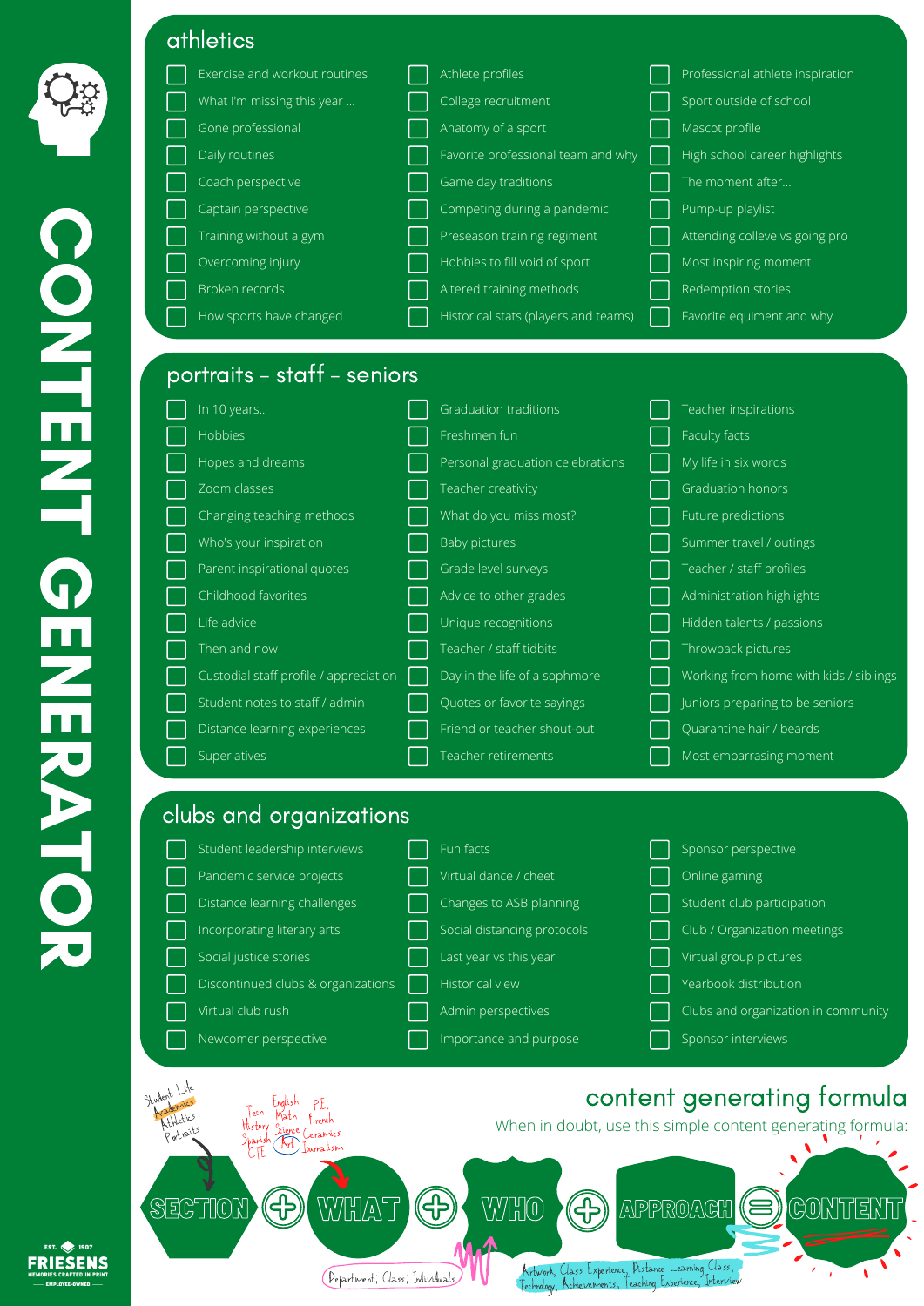# CONTENT GENERATOR

## athletics

- [ ] Exercise and workout routines
- [ ] What I'm missing this year ...
- [ ] Gone professional
- [ ] Daily routines
- [ ] Coach perspective
- [ ] Captain perspective
- [ ] Training without a gym
- [ ] Overcoming injury
- [ ] Broken records
- [ ] How sports have changed
- [ ] Athlete profiles
- [ ] College recruitment
- [ ] Anatomy of a sport
- [ ] Favorite professional team and why
- [ ] Game day traditions
- [ ] Competing during a pandemic
- [ ] Preseason training regiment
- [ ] Hobbies to fill void of sport
- [ ] Altered training methods
- [ ] Historical stats (players and teams)
- [ ] Professional athlete inspiration
- [ ] Sport outside of school
- [ ] Mascot profile
- [ ] High school career highlights
- [ ] The moment after...
- [ ] Pump-up playlist
- [ ] Attending colleve vs going pro
- [ ] Most inspiring moment
- [ ] Redemption stories
- [ ] Favorite equiment and why

## portraits - staff - seniors

- [ ] In 10 years..
- [ ] Hobbies
- [ ] Hopes and dreams
- [ ] Zoom classes
- [ ] Changing teaching methods
- [ ] Who's your inspiration
- [ ] Parent inspirational quotes
- [ ] Childhood favorites
- [ ] Life advice
- [ ] Then and now
- [ ] Custodial staff profile / appreciation
- [ ] Student notes to staff / admin
- [ ] Distance learning experiences
- [ ] Superlatives
- [ ] Graduation traditions
- [ ] Freshmen fun
- [ ] Personal graduation celebrations
- [ ] Teacher creativity
- [ ] What do you miss most?
- [ ] Baby pictures
- [ ] Grade level surveys
- [ ] Advice to other grades
- [ ] Unique recognitions
- [ ] Teacher / staff tidbits
- [ ] Day in the life of a sophmore
- [ ] Quotes or favorite sayings
- [ ] Friend or teacher shout-out
- [ ] Teacher retirements
- [ ] Teacher inspirations
- [ ] Faculty facts
- [ ] My life in six words
- [ ] Graduation honors
- [ ] Future predictions
- [ ] Summer travel / outings
- [ ] Teacher / staff profiles
- [ ] Administration highlights
- [ ] Hidden talents / passions
- [ ] Throwback pictures
- [ ] Working from home with kids / siblings
- [ ] Juniors preparing to be seniors
- [ ] Quarantine hair / beards
- [ ] Most embarrasing moment

## clubs and organizations

- [ ] Student leadership interviews
- [ ] Pandemic service projects
- [ ] Distance learning challenges
- [ ] Incorporating literary arts
- [ ] Social justice stories
- [ ] Discontinued clubs & organizations
- [ ] Virtual club rush
- [ ] Newcomer perspective
- [ ] Fun facts
- [ ] Virtual dance / cheet
- [ ] Changes to ASB planning
- [ ] Social distancing protocols
- [ ] Last year vs this year
- [ ] Historical view
- [ ] Admin perspectives
- [ ] Importance and purpose
- [ ] Sponsor perspective
- [ ] Online gaming
- [ ] Student club participation
- [ ] Club / Organization meetings
- [ ] Virtual group pictures
- [ ] Yearbook distribution
- [ ] Clubs and organization in community
- [ ] Sponsor interviews

## content generating formula

When in doubt, use this simple content generating formula:

SECTION + WHAT + WHO + APPROACH = CONTENT

Section: Student Life, Academics, Athletics, Portraits

What: Tech, English, Math, P.E., French, History, Science, Ceramics, Spanish, Art, Journalism, CTE

Who: Department; Class; Individuals

Approach: Artwork, Class Experience, Distance Learning Class, Technology, Achievements, Teaching Experience, Interview

EST. 1907 FRIESENS MEMORIES CRAFTED IN PRINT — EMPLOYEE-OWNED —